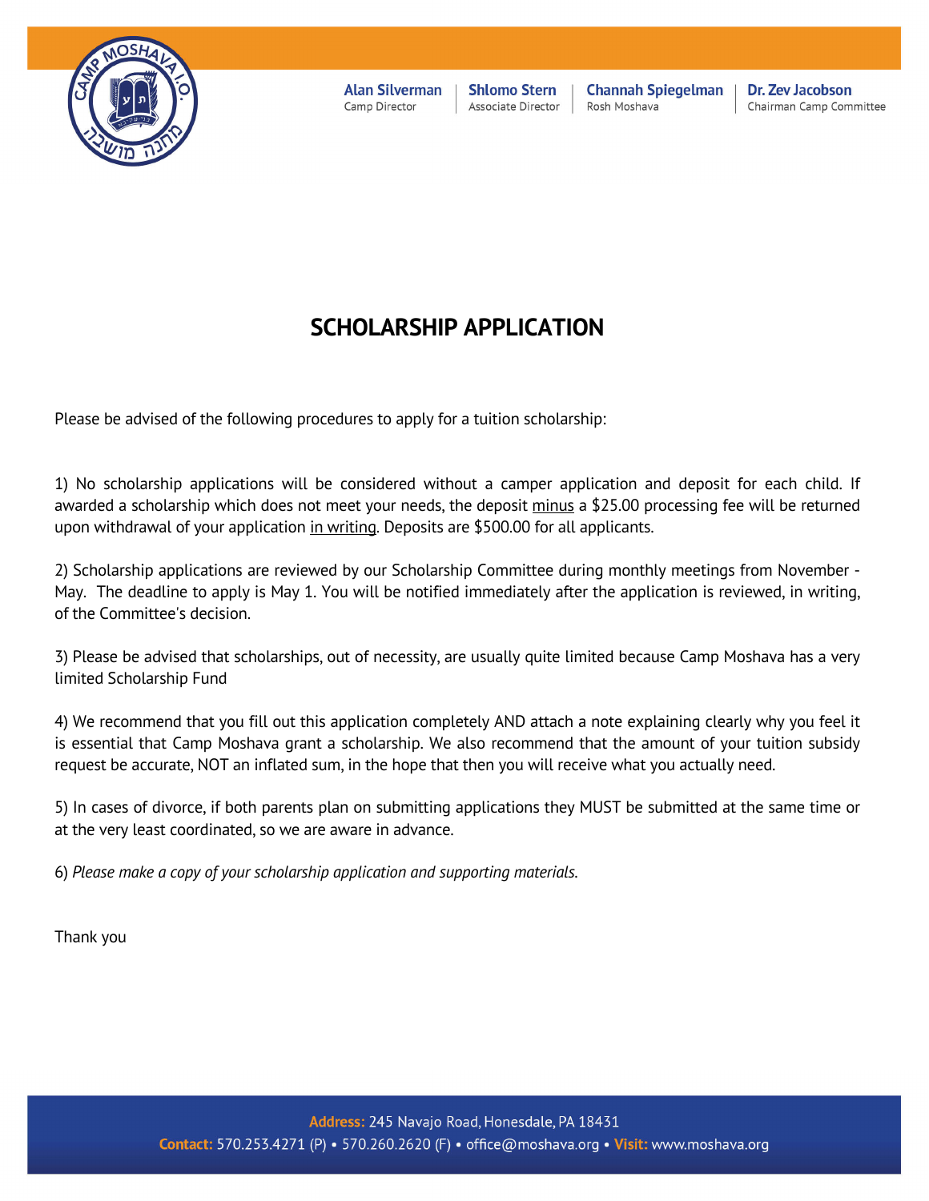**Alan Silverman**
Camp Director

**Shlomo Stern**
Associate Director

**Channah Spiegelman**
Rosh Moshava

**Dr. Zev Jacobson**
Chairman Camp Committee

# SCHOLARSHIP APPLICATION

Please be advised of the following procedures to apply for a tuition scholarship:

1) No scholarship applications will be considered without a camper application and deposit for each child. If awarded a scholarship which does not meet your needs, the deposit minus a $25.00 processing fee will be returned upon withdrawal of your application in writing. Deposits are $500.00 for all applicants.

2) Scholarship applications are reviewed by our Scholarship Committee during monthly meetings from November - May. The deadline to apply is May 1. You will be notified immediately after the application is reviewed, in writing, of the Committee's decision.

3) Please be advised that scholarships, out of necessity, are usually quite limited because Camp Moshava has a very limited Scholarship Fund

4) We recommend that you fill out this application completely AND attach a note explaining clearly why you feel it is essential that Camp Moshava grant a scholarship. We also recommend that the amount of your tuition subsidy request be accurate, NOT an inflated sum, in the hope that then you will receive what you actually need.

5) In cases of divorce, if both parents plan on submitting applications they MUST be submitted at the same time or at the very least coordinated, so we are aware in advance.

6) *Please make a copy of your scholarship application and supporting materials.*

Thank you

**Address:** 245 Navajo Road, Honesdale, PA 18431
**Contact:** 570.253.4271 (P) • 570.260.2620 (F) • office@moshava.org • **Visit:** www.moshava.org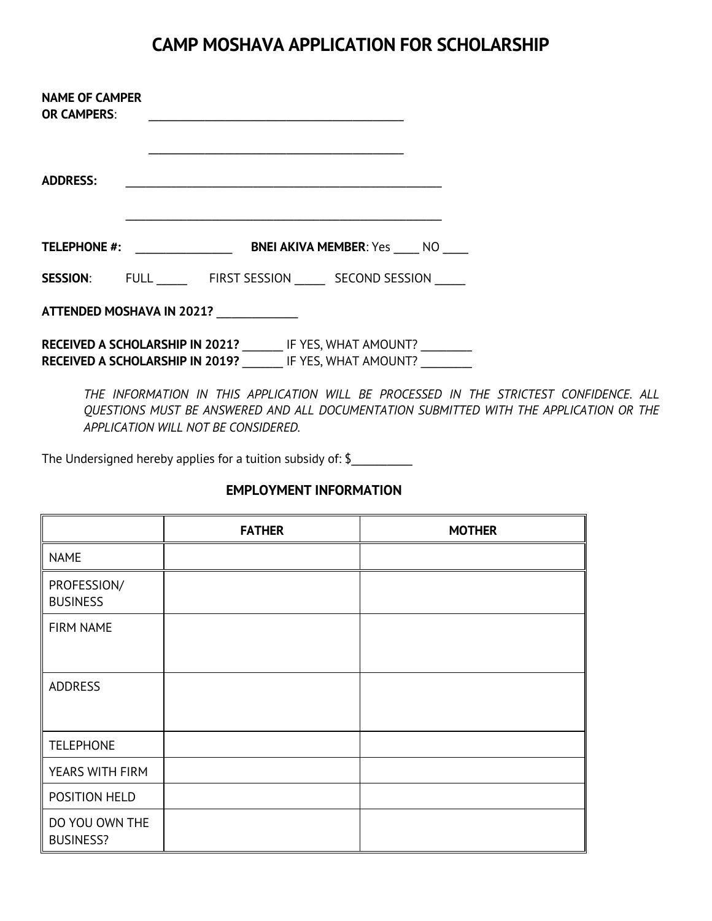# CAMP MOSHAVA APPLICATION FOR SCHOLARSHIP

**NAME OF CAMPER OR CAMPERS**: ________________________________________

________________________________________

**ADDRESS:** ________________________________________________

________________________________________________

**TELEPHONE #:** _______________ **BNEI AKIVA MEMBER**: Yes ____ NO ____

**SESSION**: FULL _____ FIRST SESSION _____ SECOND SESSION _____

**ATTENDED MOSHAVA IN 2021?** ____________

**RECEIVED A SCHOLARSHIP IN 2021?** ______ IF YES, WHAT AMOUNT? ________
**RECEIVED A SCHOLARSHIP IN 2019?** ______ IF YES, WHAT AMOUNT? ________

*THE INFORMATION IN THIS APPLICATION WILL BE PROCESSED IN THE STRICTEST CONFIDENCE. ALL QUESTIONS MUST BE ANSWERED AND ALL DOCUMENTATION SUBMITTED WITH THE APPLICATION OR THE APPLICATION WILL NOT BE CONSIDERED.*

The Undersigned hereby applies for a tuition subsidy of: $__________

### EMPLOYMENT INFORMATION

| | FATHER | MOTHER |
|---|---|---|
| NAME | | |
| PROFESSION/ BUSINESS | | |
| FIRM NAME | | |
| ADDRESS | | |
| TELEPHONE | | |
| YEARS WITH FIRM | | |
| POSITION HELD | | |
| DO YOU OWN THE BUSINESS? | | |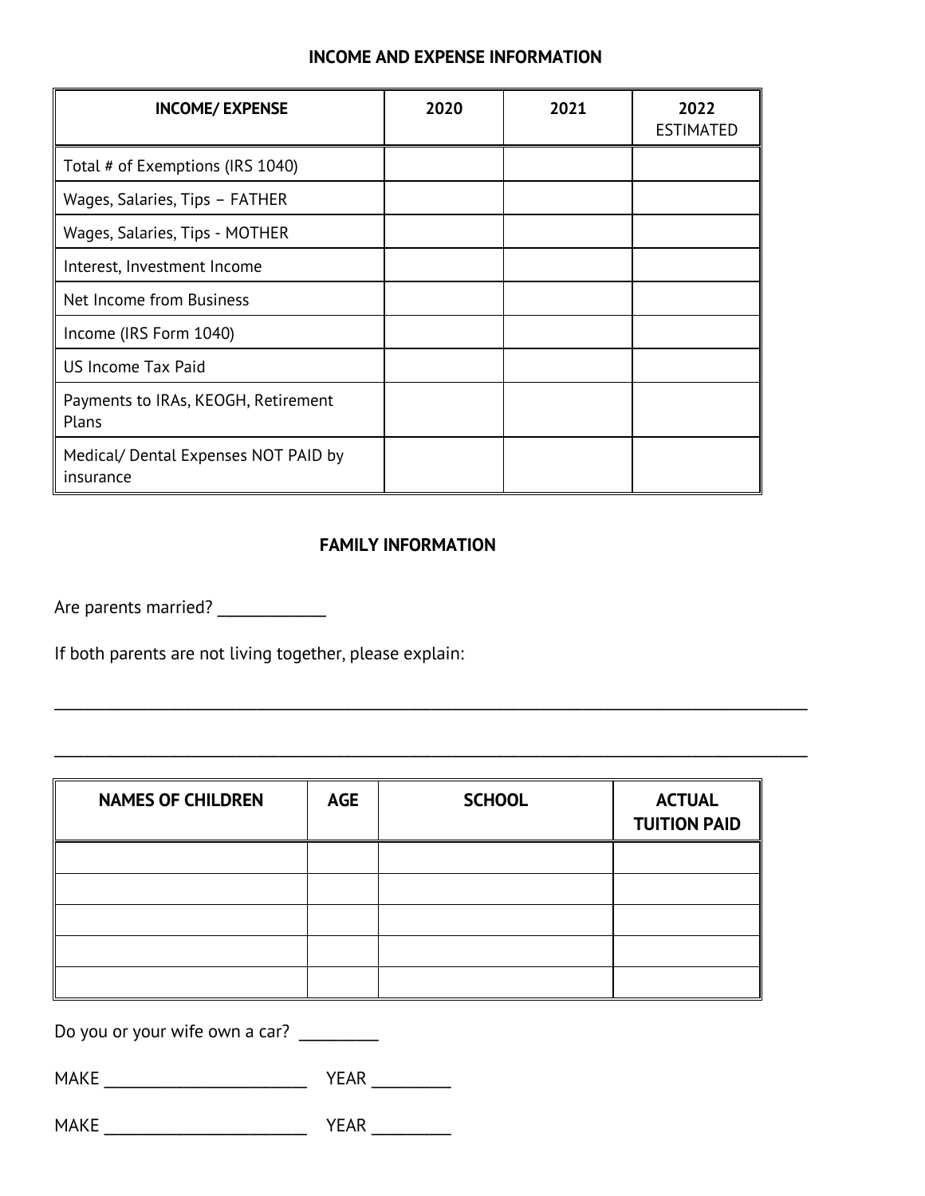## INCOME AND EXPENSE INFORMATION

| INCOME/ EXPENSE | 2020 | 2021 | 2022 ESTIMATED |
| --- | --- | --- | --- |
| Total # of Exemptions (IRS 1040) | | | |
| Wages, Salaries, Tips – FATHER | | | |
| Wages, Salaries, Tips - MOTHER | | | |
| Interest, Investment Income | | | |
| Net Income from Business | | | |
| Income (IRS Form 1040) | | | |
| US Income Tax Paid | | | |
| Payments to IRAs, KEOGH, Retirement Plans | | | |
| Medical/ Dental Expenses NOT PAID by insurance | | | |

## FAMILY INFORMATION

Are parents married? ____________

If both parents are not living together, please explain:

______________________________________________________________________________

______________________________________________________________________________

| NAMES OF CHILDREN | AGE | SCHOOL | ACTUAL TUITION PAID |
| --- | --- | --- | --- |
| | | | |
| | | | |
| | | | |
| | | | |
| | | | |

Do you or your wife own a car? _________

MAKE _______________________ YEAR _________

MAKE _______________________ YEAR _________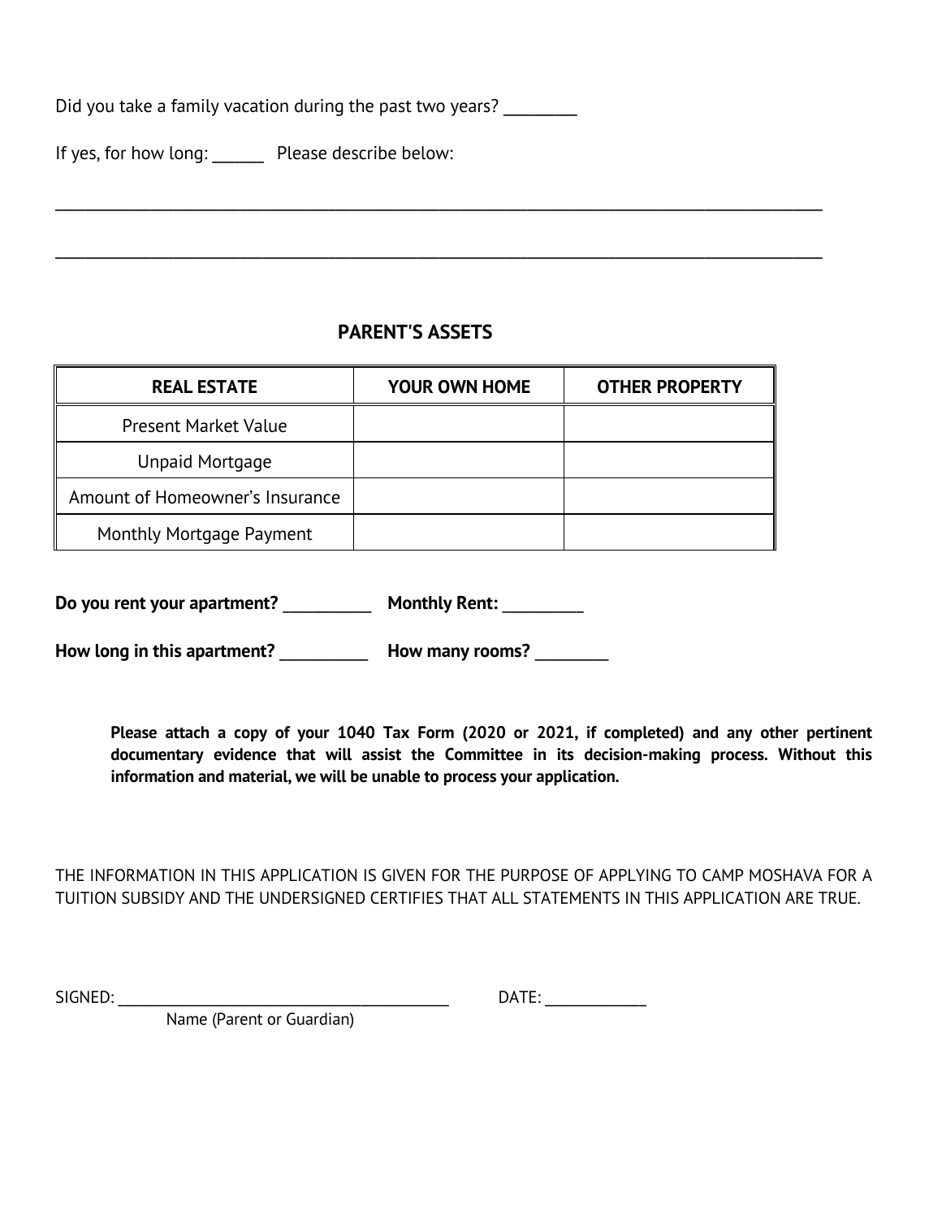Did you take a family vacation during the past two years? ________

If yes, for how long: ______ Please describe below:

_______________________________________________________________________________________

_______________________________________________________________________________________

## PARENT'S ASSETS

| REAL ESTATE | YOUR OWN HOME | OTHER PROPERTY |
|---|---|---|
| Present Market Value | | |
| Unpaid Mortgage | | |
| Amount of Homeowner's Insurance | | |
| Monthly Mortgage Payment | | |

**Do you rent your apartment?** __________ **Monthly Rent:** _________

**How long in this apartment?** __________ **How many rooms?** ________

**Please attach a copy of your 1040 Tax Form (2020 or 2021, if completed) and any other pertinent documentary evidence that will assist the Committee in its decision-making process. Without this information and material, we will be unable to process your application.**

THE INFORMATION IN THIS APPLICATION IS GIVEN FOR THE PURPOSE OF APPLYING TO CAMP MOSHAVA FOR A TUITION SUBSIDY AND THE UNDERSIGNED CERTIFIES THAT ALL STATEMENTS IN THIS APPLICATION ARE TRUE.

SIGNED: ________________________________________ DATE: ____________

Name (Parent or Guardian)